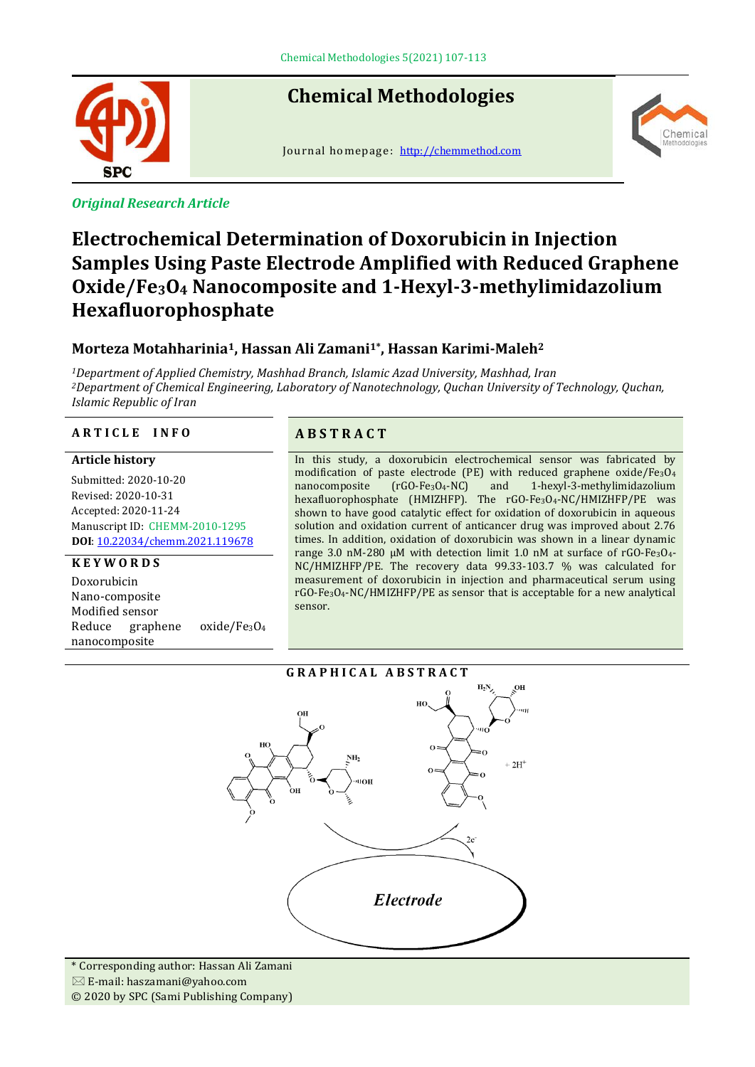Chemical Methodologies

Journal homepage: http://chemmethod.com

*Original Research Article*

# Electrochemical Determination of Doxorubicin in Injection Samples Using Paste Electrode Amplified with Reduced Graphene Oxide/$Fe_3O_4$ Nanocomposite and 1-Hexyl-3-methylimidazolium Hexafluorophosphate

**Morteza Motahharinia[1], Hassan Ali Zamani[1*], Hassan Karimi-Maleh[2]**

[1]*Department of Applied Chemistry, Mashhad Branch, Islamic Azad University, Mashhad, Iran*
[2]*Department of Chemical Engineering, Laboratory of Nanotechnology, Quchan University of Technology, Quchan, Islamic Republic of Iran*

## ARTICLE INFO

**Article history**

Submitted: 2020-10-20
Revised: 2020-10-31
Accepted: 2020-11-24
Manuscript ID: CHEMM-2010-1295
**DOI**: 10.22034/chemm.2021.119678

**KEYWORDS**

Doxorubicin
Nano-composite
Modified sensor
Reduce graphene oxide/$Fe_3O_4$ nanocomposite

## ABSTRACT

In this study, a doxorubicin electrochemical sensor was fabricated by modification of paste electrode (PE) with reduced graphene oxide/$Fe_3O_4$ nanocomposite (rGO-$Fe_3O_4$-NC) and 1-hexyl-3-methylimidazolium hexafluorophosphate (HMIZHFP). The rGO-$Fe_3O_4$-NC/HMIZHFP/PE was shown to have good catalytic effect for oxidation of doxorubicin in aqueous solution and oxidation current of anticancer drug was improved about 2.76 times. In addition, oxidation of doxorubicin was shown in a linear dynamic range 3.0 nM-280 μM with detection limit 1.0 nM at surface of rGO-$Fe_3O_4$-NC/HMIZHFP/PE. The recovery data 99.33-103.7 % was calculated for measurement of doxorubicin in injection and pharmaceutical serum using rGO-$Fe_3O_4$-NC/HMIZHFP/PE as sensor that is acceptable for a new analytical sensor.

## GRAPHICAL ABSTRACT

\* Corresponding author: Hassan Ali Zamani
✉ E-mail: haszamani@yahoo.com
© 2020 by SPC (Sami Publishing Company)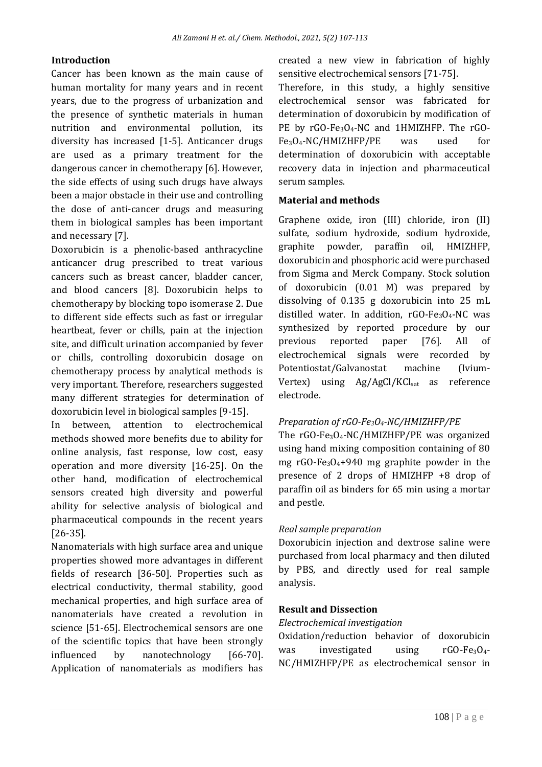## Introduction

Cancer has been known as the main cause of human mortality for many years and in recent years, due to the progress of urbanization and the presence of synthetic materials in human nutrition and environmental pollution, its diversity has increased [1-5]. Anticancer drugs are used as a primary treatment for the dangerous cancer in chemotherapy [6]. However, the side effects of using such drugs have always been a major obstacle in their use and controlling the dose of anti-cancer drugs and measuring them in biological samples has been important and necessary [7].

Doxorubicin is a phenolic-based anthracycline anticancer drug prescribed to treat various cancers such as breast cancer, bladder cancer, and blood cancers [8]. Doxorubicin helps to chemotherapy by blocking topo isomerase 2. Due to different side effects such as fast or irregular heartbeat, fever or chills, pain at the injection site, and difficult urination accompanied by fever or chills, controlling doxorubicin dosage on chemotherapy process by analytical methods is very important. Therefore, researchers suggested many different strategies for determination of doxorubicin level in biological samples [9-15].

In between, attention to electrochemical methods showed more benefits due to ability for online analysis, fast response, low cost, easy operation and more diversity [16-25]. On the other hand, modification of electrochemical sensors created high diversity and powerful ability for selective analysis of biological and pharmaceutical compounds in the recent years [26-35].

Nanomaterials with high surface area and unique properties showed more advantages in different fields of research [36-50]. Properties such as electrical conductivity, thermal stability, good mechanical properties, and high surface area of nanomaterials have created a revolution in science [51-65]. Electrochemical sensors are one of the scientific topics that have been strongly influenced by nanotechnology [66-70]. Application of nanomaterials as modifiers has created a new view in fabrication of highly sensitive electrochemical sensors [71-75].

Therefore, in this study, a highly sensitive electrochemical sensor was fabricated for determination of doxorubicin by modification of PE by rGO-$Fe_3O_4$-NC and 1HMIZHFP. The rGO-$Fe_3O_4$-NC/HMIZHFP/PE was used for determination of doxorubicin with acceptable recovery data in injection and pharmaceutical serum samples.

## Material and methods

Graphene oxide, iron (III) chloride, iron (II) sulfate, sodium hydroxide, sodium hydroxide, graphite powder, paraffin oil, HMIZHFP, doxorubicin and phosphoric acid were purchased from Sigma and Merck Company. Stock solution of doxorubicin (0.01 M) was prepared by dissolving of 0.135 g doxorubicin into 25 mL distilled water. In addition, rGO-$Fe_3O_4$-NC was synthesized by reported procedure by our previous reported paper [76]. All of electrochemical signals were recorded by Potentiostat/Galvanostat machine (Ivium-Vertex) using Ag/AgCl/$KCl_{sat}$ as reference electrode.

### *Preparation of rGO-$Fe_3O_4$-NC/HMIZHFP/PE*

The rGO-$Fe_3O_4$-NC/HMIZHFP/PE was organized using hand mixing composition containing of 80 mg rGO-$Fe_3O_4$+940 mg graphite powder in the presence of 2 drops of HMIZHFP +8 drop of paraffin oil as binders for 65 min using a mortar and pestle.

### *Real sample preparation*

Doxorubicin injection and dextrose saline were purchased from local pharmacy and then diluted by PBS, and directly used for real sample analysis.

## Result and Dissection

### *Electrochemical investigation*

Oxidation/reduction behavior of doxorubicin was investigated using rGO-$Fe_3O_4$-NC/HMIZHFP/PE as electrochemical sensor in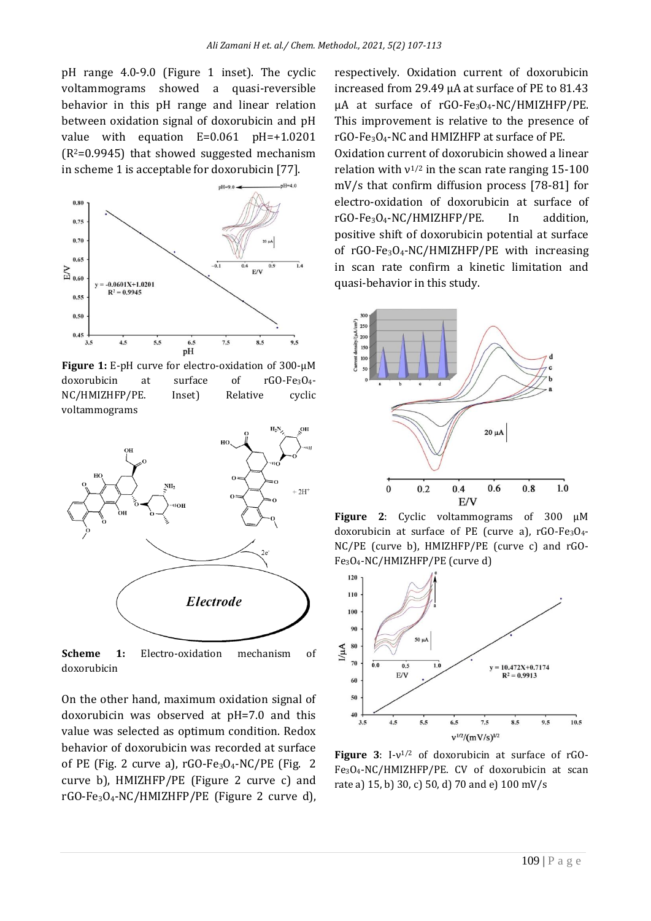pH range 4.0-9.0 (Figure 1 inset). The cyclic voltammograms showed a quasi-reversible behavior in this pH range and linear relation between oxidation signal of doxorubicin and pH value with equation E=0.061 pH=+1.0201 ($R^2$=0.9945) that showed suggested mechanism in scheme 1 is acceptable for doxorubicin [77].

**Figure 1:** E-pH curve for electro-oxidation of 300-μM doxorubicin at surface of rGO-$Fe_3O_4$-NC/HMIZHFP/PE. Inset) Relative cyclic voltammograms

**Scheme 1:** Electro-oxidation mechanism of doxorubicin

On the other hand, maximum oxidation signal of doxorubicin was observed at pH=7.0 and this value was selected as optimum condition. Redox behavior of doxorubicin was recorded at surface of PE (Fig. 2 curve a), rGO-$Fe_3O_4$-NC/PE (Fig. 2 curve b), HMIZHFP/PE (Figure 2 curve c) and rGO-$Fe_3O_4$-NC/HMIZHFP/PE (Figure 2 curve d), respectively. Oxidation current of doxorubicin increased from 29.49 μA at surface of PE to 81.43 μA at surface of rGO-$Fe_3O_4$-NC/HMIZHFP/PE. This improvement is relative to the presence of rGO-$Fe_3O_4$-NC and HMIZHFP at surface of PE.

Oxidation current of doxorubicin showed a linear relation with $\nu^{1/2}$ in the scan rate ranging 15-100 mV/s that confirm diffusion process [78-81] for electro-oxidation of doxorubicin at surface of rGO-$Fe_3O_4$-NC/HMIZHFP/PE. In addition, positive shift of doxorubicin potential at surface of rGO-$Fe_3O_4$-NC/HMIZHFP/PE with increasing in scan rate confirm a kinetic limitation and quasi-behavior in this study.

**Figure 2**: Cyclic voltammograms of 300 μM doxorubicin at surface of PE (curve a), rGO-$Fe_3O_4$-NC/PE (curve b), HMIZHFP/PE (curve c) and rGO-$Fe_3O_4$-NC/HMIZHFP/PE (curve d)

**Figure 3**: I-$\nu^{1/2}$ of doxorubicin at surface of rGO-$Fe_3O_4$-NC/HMIZHFP/PE. CV of doxorubicin at scan rate a) 15, b) 30, c) 50, d) 70 and e) 100 mV/s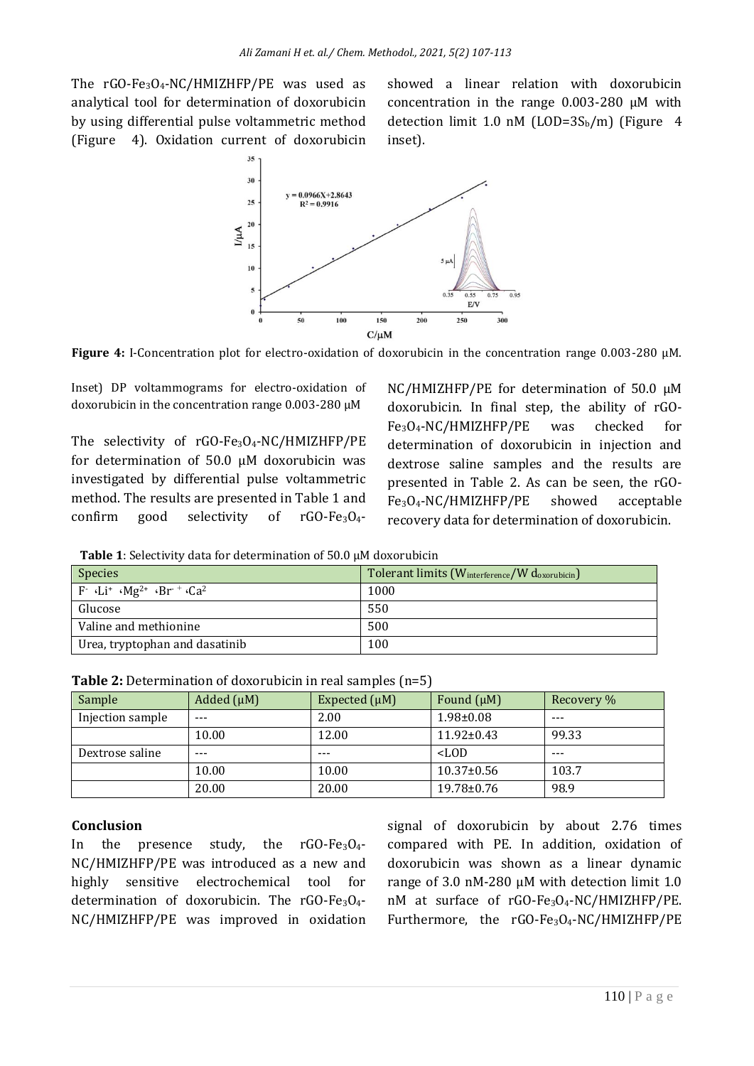The rGO-$Fe_3O_4$-NC/HMIZHFP/PE was used as analytical tool for determination of doxorubicin by using differential pulse voltammetric method (Figure 4). Oxidation current of doxorubicin showed a linear relation with doxorubicin concentration in the range 0.003-280 μM with detection limit 1.0 nM (LOD=$3S_b/m$) (Figure 4 inset).

**Figure 4:** I-Concentration plot for electro-oxidation of doxorubicin in the concentration range 0.003-280 μM. Inset) DP voltammograms for electro-oxidation of doxorubicin in the concentration range 0.003-280 μM

The selectivity of rGO-$Fe_3O_4$-NC/HMIZHFP/PE for determination of 50.0 μM doxorubicin was investigated by differential pulse voltammetric method. The results are presented in Table 1 and confirm good selectivity of rGO-$Fe_3O_4$-NC/HMIZHFP/PE for determination of 50.0 μM doxorubicin. In final step, the ability of rGO-$Fe_3O_4$-NC/HMIZHFP/PE was checked for determination of doxorubicin in injection and dextrose saline samples and the results are presented in Table 2. As can be seen, the rGO-$Fe_3O_4$-NC/HMIZHFP/PE showed acceptable recovery data for determination of doxorubicin.

**Table 1**: Selectivity data for determination of 50.0 μM doxorubicin

| Species | Tolerant limits ($W_{interference}/W_{doxorubicin}$) |
| --- | --- |
| $F^-$ ،$Li^+$ ،$Mg^{2+}$ ،$Br^-$ ،$Ca^{2+}$ | 1000 |
| Glucose | 550 |
| Valine and methionine | 500 |
| Urea, tryptophan and dasatinib | 100 |

**Table 2:** Determination of doxorubicin in real samples (n=5)

| Sample | Added (μM) | Expected (μM) | Found (μM) | Recovery % |
| --- | --- | --- | --- | --- |
| Injection sample | --- | 2.00 | 1.98±0.08 | --- |
| | 10.00 | 12.00 | 11.92±0.43 | 99.33 |
| Dextrose saline | --- | --- | <LOD | --- |
| | 10.00 | 10.00 | 10.37±0.56 | 103.7 |
| | 20.00 | 20.00 | 19.78±0.76 | 98.9 |

## Conclusion

In the presence study, the rGO-$Fe_3O_4$-NC/HMIZHFP/PE was introduced as a new and highly sensitive electrochemical tool for determination of doxorubicin. The rGO-$Fe_3O_4$-NC/HMIZHFP/PE was improved in oxidation signal of doxorubicin by about 2.76 times compared with PE. In addition, oxidation of doxorubicin was shown as a linear dynamic range of 3.0 nM-280 μM with detection limit 1.0 nM at surface of rGO-$Fe_3O_4$-NC/HMIZHFP/PE. Furthermore, the rGO-$Fe_3O_4$-NC/HMIZHFP/PE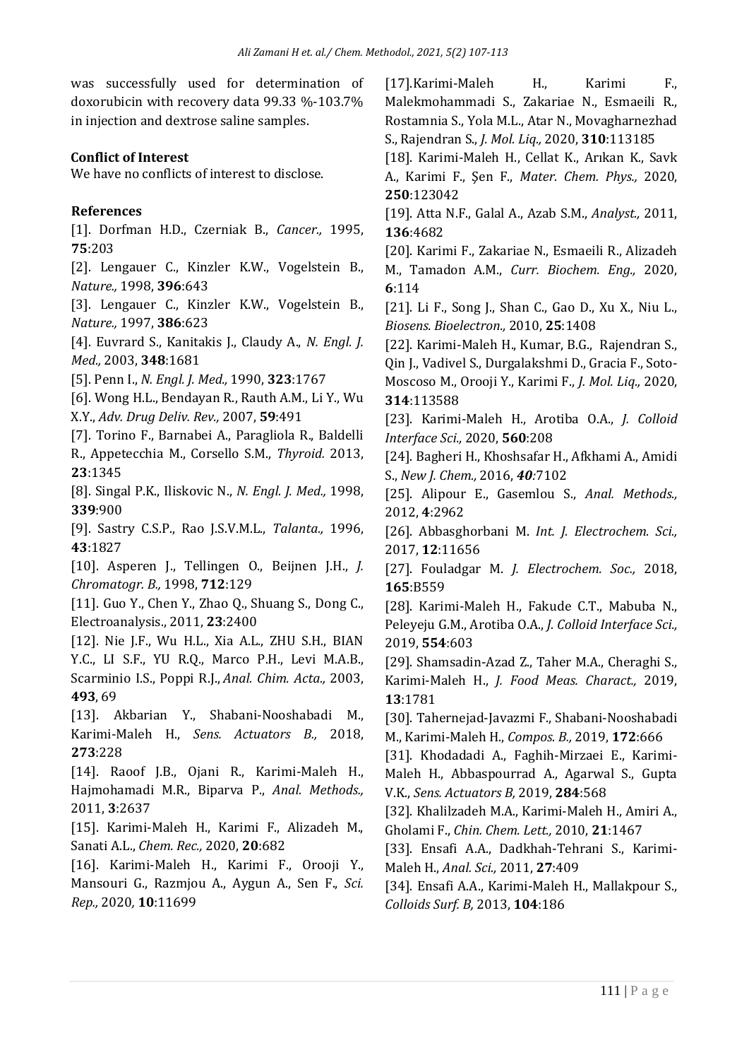was successfully used for determination of doxorubicin with recovery data 99.33 %-103.7% in injection and dextrose saline samples.

**Conflict of Interest**

We have no conflicts of interest to disclose.

**References**

[1]. Dorfman H.D., Czerniak B., *Cancer.,* 1995, **75**:203

[2]. Lengauer C., Kinzler K.W., Vogelstein B., *Nature.,* 1998, **396**:643

[3]. Lengauer C., Kinzler K.W., Vogelstein B., *Nature.,* 1997, **386**:623

[4]. Euvrard S., Kanitakis J., Claudy A., *N. Engl. J. Med.,* 2003, **348**:1681

[5]. Penn I., *N. Engl. J. Med.,* 1990, **323**:1767

[6]. Wong H.L., Bendayan R., Rauth A.M., Li Y., Wu X.Y., *Adv. Drug Deliv. Rev.,* 2007, **59**:491

[7]. Torino F., Barnabei A., Paragliola R., Baldelli R., Appetecchia M., Corsello S.M., *Thyroid.* 2013, **23**:1345

[8]. Singal P.K., Iliskovic N., *N. Engl. J. Med.,* 1998, **339**:900

[9]. Sastry C.S.P., Rao J.S.V.M.L., *Talanta.,* 1996, **43**:1827

[10]. Asperen J., Tellingen O., Beijnen J.H., *J. Chromatogr. B.,* 1998, **712**:129

[11]. Guo Y., Chen Y., Zhao Q., Shuang S., Dong C., Electroanalysis., 2011, **23**:2400

[12]. Nie J.F., Wu H.L., Xia A.L., ZHU S.H., BIAN Y.C., LI S.F., YU R.Q., Marco P.H., Levi M.A.B., Scarminio I.S., Poppi R.J., *Anal. Chim. Acta.,* 2003, **493**, 69

[13]. Akbarian Y., Shabani-Nooshabadi M., Karimi-Maleh H., *Sens. Actuators B.,* 2018, **273**:228

[14]. Raoof J.B., Ojani R., Karimi-Maleh H., Hajmohamadi M.R., Biparva P., *Anal. Methods.,* 2011, **3**:2637

[15]. Karimi-Maleh H., Karimi F., Alizadeh M., Sanati A.L., *Chem. Rec.,* 2020, **20**:682

[16]. Karimi-Maleh H., Karimi F., Orooji Y., Mansouri G., Razmjou A., Aygun A., Sen F., *Sci. Rep.,* 2020, **10**:11699

[17].Karimi-Maleh H., Karimi F., Malekmohammadi S., Zakariae N., Esmaeili R., Rostamnia S., Yola M.L., Atar N., Movagharnezhad S., Rajendran S., *J. Mol. Liq.,* 2020, **310**:113185

[18]. Karimi-Maleh H., Cellat K., Arıkan K., Savk A., Karimi F., Şen F., *Mater. Chem. Phys.,* 2020, **250**:123042

[19]. Atta N.F., Galal A., Azab S.M., *Analyst.,* 2011, **136**:4682

[20]. Karimi F., Zakariae N., Esmaeili R., Alizadeh M., Tamadon A.M., *Curr. Biochem. Eng.,* 2020, **6**:114

[21]. Li F., Song J., Shan C., Gao D., Xu X., Niu L., *Biosens. Bioelectron.,* 2010, **25**:1408

[22]. Karimi-Maleh H., Kumar, B.G., Rajendran S., Qin J., Vadivel S., Durgalakshmi D., Gracia F., Soto-Moscoso M., Orooji Y., Karimi F., *J. Mol. Liq.,* 2020, **314**:113588

[23]. Karimi-Maleh H., Arotiba O.A., *J. Colloid Interface Sci.,* 2020, **560**:208

[24]. Bagheri H., Khoshsafar H., Afkhami A., Amidi S., *New J. Chem.,* 2016, ***40***:7102

[25]. Alipour E., Gasemlou S., *Anal. Methods.,* 2012, **4**:2962

[26]. Abbasghorbani M. *Int. J. Electrochem. Sci.,* 2017, **12**:11656

[27]. Fouladgar M. *J. Electrochem. Soc.,* 2018, **165**:B559

[28]. Karimi-Maleh H., Fakude C.T., Mabuba N., Peleyeju G.M., Arotiba O.A., *J. Colloid Interface Sci.,* 2019, **554**:603

[29]. Shamsadin-Azad Z., Taher M.A., Cheraghi S., Karimi-Maleh H., *J. Food Meas. Charact.,* 2019, **13**:1781

[30]. Tahernejad-Javazmi F., Shabani-Nooshabadi M., Karimi-Maleh H., *Compos. B.,* 2019, **172**:666

[31]. Khodadadi A., Faghih-Mirzaei E., Karimi-Maleh H., Abbaspourrad A., Agarwal S., Gupta V.K., *Sens. Actuators B,* 2019, **284**:568

[32]. Khalilzadeh M.A., Karimi-Maleh H., Amiri A., Gholami F., *Chin. Chem. Lett.,* 2010, **21**:1467

[33]. Ensafi A.A., Dadkhah-Tehrani S., Karimi-Maleh H., *Anal. Sci.,* 2011, **27**:409

[34]. Ensafi A.A., Karimi-Maleh H., Mallakpour S., *Colloids Surf. B,* 2013, **104**:186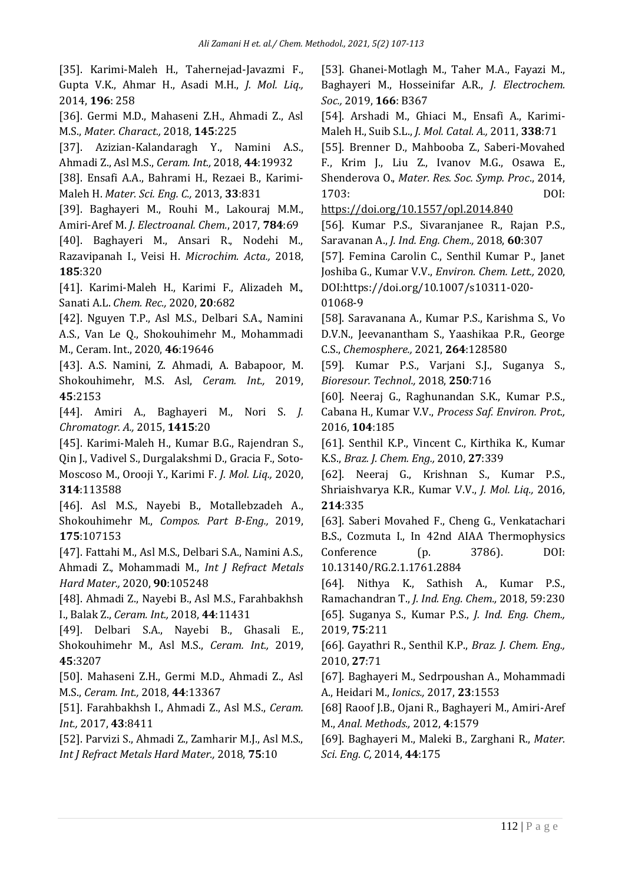[35]. Karimi-Maleh H., Tahernejad-Javazmi F., Gupta V.K., Ahmar H., Asadi M.H., *J. Mol. Liq.,* 2014, **196**: 258

[36]. Germi M.D., Mahaseni Z.H., Ahmadi Z., Asl M.S., *Mater. Charact.,* 2018, **145**:225

[37]. Azizian-Kalandaragh Y., Namini A.S., Ahmadi Z., Asl M.S., *Ceram. Int.,* 2018, **44**:19932

[38]. Ensafi A.A., Bahrami H., Rezaei B., Karimi-Maleh H. *Mater. Sci. Eng. C.,* 2013, **33**:831

[39]. Baghayeri M., Rouhi M., Lakouraj M.M., Amiri-Aref M. *J. Electroanal. Chem.*, 2017, **784**:69

[40]. Baghayeri M., Ansari R., Nodehi M., Razavipanah I., Veisi H. *Microchim. Acta.,* 2018, **185**:320

[41]. Karimi-Maleh H., Karimi F., Alizadeh M., Sanati A.L. *Chem. Rec.,* 2020, **20**:682

[42]. Nguyen T.P., Asl M.S., Delbari S.A., Namini A.S., Van Le Q., Shokouhimehr M., Mohammadi M., Ceram. Int., 2020, **46**:19646

[43]. A.S. Namini, Z. Ahmadi, A. Babapoor, M. Shokouhimehr, M.S. Asl, *Ceram. Int.,* 2019, **45**:2153

[44]. Amiri A., Baghayeri M., Nori S. *J. Chromatogr. A.,* 2015, **1415**:20

[45]. Karimi-Maleh H., Kumar B.G., Rajendran S., Qin J., Vadivel S., Durgalakshmi D., Gracia F., Soto-Moscoso M., Orooji Y., Karimi F. *J. Mol. Liq.,* 2020, **314**:113588

[46]. Asl M.S., Nayebi B., Motallebzadeh A., Shokouhimehr M., *Compos. Part B-Eng.,* 2019, **175**:107153

[47]. Fattahi M., Asl M.S., Delbari S.A., Namini A.S., Ahmadi Z., Mohammadi M., *Int J Refract Metals Hard Mater.,* 2020, **90**:105248

[48]. Ahmadi Z., Nayebi B., Asl M.S., Farahbakhsh I., Balak Z., *Ceram. Int.,* 2018, **44**:11431

[49]. Delbari S.A., Nayebi B., Ghasali E., Shokouhimehr M., Asl M.S., *Ceram. Int.,* 2019, **45**:3207

[50]. Mahaseni Z.H., Germi M.D., Ahmadi Z., Asl M.S., *Ceram. Int.,* 2018, **44**:13367

[51]. Farahbakhsh I., Ahmadi Z., Asl M.S., *Ceram. Int.,* 2017, **43**:8411

[52]. Parvizi S., Ahmadi Z., Zamharir M.J., Asl M.S., *Int J Refract Metals Hard Mater.,* 2018, **75**:10

[53]. Ghanei-Motlagh M., Taher M.A., Fayazi M., Baghayeri M., Hosseinifar A.R., *J. Electrochem. Soc.,* 2019, **166**: B367

[54]. Arshadi M., Ghiaci M., Ensafi A., Karimi-Maleh H., Suib S.L., *J. Mol. Catal. A.,* 2011, **338**:71

[55]. Brenner D., Mahbooba Z., Saberi-Movahed F., Krim J., Liu Z., Ivanov M.G., Osawa E., Shenderova O., *Mater. Res. Soc. Symp. Proc*., 2014, 1703: DOI: https://doi.org/10.1557/opl.2014.840

[56]. Kumar P.S., Sivaranjanee R., Rajan P.S., Saravanan A., *J. Ind. Eng. Chem.,* 2018, **60**:307

[57]. Femina Carolin C., Senthil Kumar P., Janet Joshiba G., Kumar V.V., *Environ. Chem. Lett.,* 2020, DOI:https://doi.org/10.1007/s10311-020-01068-9

[58]. Saravanana A., Kumar P.S., Karishma S., Vo D.V.N., Jeevanantham S., Yaashikaa P.R., George C.S., *Chemosphere.,* 2021, **264**:128580

[59]. Kumar P.S., Varjani S.J., Suganya S., *Bioresour. Technol.,* 2018, **250**:716

[60]. Neeraj G., Raghunandan S.K., Kumar P.S., Cabana H., Kumar V.V., *Process Saf. Environ. Prot.,* 2016, **104**:185

[61]. Senthil K.P., Vincent C., Kirthika K., Kumar K.S., *Braz. J. Chem. Eng.,* 2010, **27**:339

[62]. Neeraj G., Krishnan S., Kumar P.S., Shriaishvarya K.R., Kumar V.V., *J. Mol. Liq.,* 2016, **214**:335

[63]. Saberi Movahed F., Cheng G., Venkatachari B.S., Cozmuta I., In 42nd AIAA Thermophysics Conference (p. 3786). DOI: 10.13140/RG.2.1.1761.2884

[64]. Nithya K., Sathish A., Kumar P.S., Ramachandran T., *J. Ind. Eng. Chem.,* 2018, 59:230

[65]. Suganya S., Kumar P.S., *J. Ind. Eng. Chem.,* 2019, **75**:211

[66]. Gayathri R., Senthil K.P., *Braz. J. Chem. Eng.,* 2010, **27**:71

[67]. Baghayeri M., Sedrpoushan A., Mohammadi A., Heidari M., *Ionics.,* 2017, **23**:1553

[68] Raoof J.B., Ojani R., Baghayeri M., Amiri-Aref M., *Anal. Methods.,* 2012, **4**:1579

[69]. Baghayeri M., Maleki B., Zarghani R., *Mater. Sci. Eng. C,* 2014, **44**:175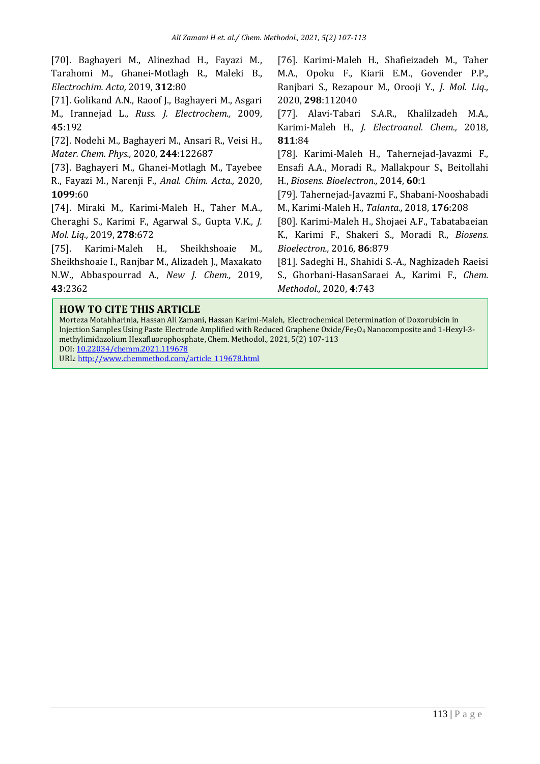[70]. Baghayeri M., Alinezhad H., Fayazi M., Tarahomi M., Ghanei-Motlagh R., Maleki B., *Electrochim. Acta,* 2019, **312**:80

[71]. Golikand A.N., Raoof J., Baghayeri M., Asgari M., Irannejad L., *Russ. J. Electrochem.,* 2009, **45**:192

[72]. Nodehi M., Baghayeri M., Ansari R., Veisi H., *Mater. Chem. Phys.,* 2020, **244**:122687

[73]. Baghayeri M., Ghanei-Motlagh M., Tayebee R., Fayazi M., Narenji F., *Anal. Chim. Acta.,* 2020, **1099**:60

[74]. Miraki M., Karimi-Maleh H., Taher M.A., Cheraghi S., Karimi F., Agarwal S., Gupta V.K., *J. Mol. Liq.,* 2019, **278**:672

[75]. Karimi-Maleh H., Sheikhshoaie M., Sheikhshoaie I., Ranjbar M., Alizadeh J., Maxakato N.W., Abbaspourrad A., *New J. Chem.,* 2019, **43**:2362

[76]. Karimi-Maleh H., Shafieizadeh M., Taher M.A., Opoku F., Kiarii E.M., Govender P.P., Ranjbari S., Rezapour M., Orooji Y., *J. Mol. Liq.,* 2020, **298**:112040

[77]. Alavi-Tabari S.A.R., Khalilzadeh M.A., Karimi-Maleh H., *J. Electroanal. Chem.,* 2018, **811**:84

[78]. Karimi-Maleh H., Tahernejad-Javazmi F., Ensafi A.A., Moradi R., Mallakpour S., Beitollahi H., *Biosens. Bioelectron.,* 2014, **60**:1

[79]. Tahernejad-Javazmi F., Shabani-Nooshabadi M., Karimi-Maleh H., *Talanta.,* 2018, **176**:208

[80]. Karimi-Maleh H., Shojaei A.F., Tabatabaeian K., Karimi F., Shakeri S., Moradi R., *Biosens. Bioelectron.,* 2016, **86**:879

[81]. Sadeghi H., Shahidi S.-A., Naghizadeh Raeisi S., Ghorbani-HasanSaraei A., Karimi F., *Chem. Methodol.,* 2020, **4**:743

## HOW TO CITE THIS ARTICLE

Morteza Motahharinia, Hassan Ali Zamani, Hassan Karimi-Maleh, Electrochemical Determination of Doxorubicin in Injection Samples Using Paste Electrode Amplified with Reduced Graphene Oxide/$Fe_3O_4$ Nanocomposite and 1-Hexyl-3-methylimidazolium Hexafluorophosphate, Chem. Methodol., 2021, 5(2) 107-113

DOI: 10.22034/chemm.2021.119678

URL: http://www.chemmethod.com/article_119678.html